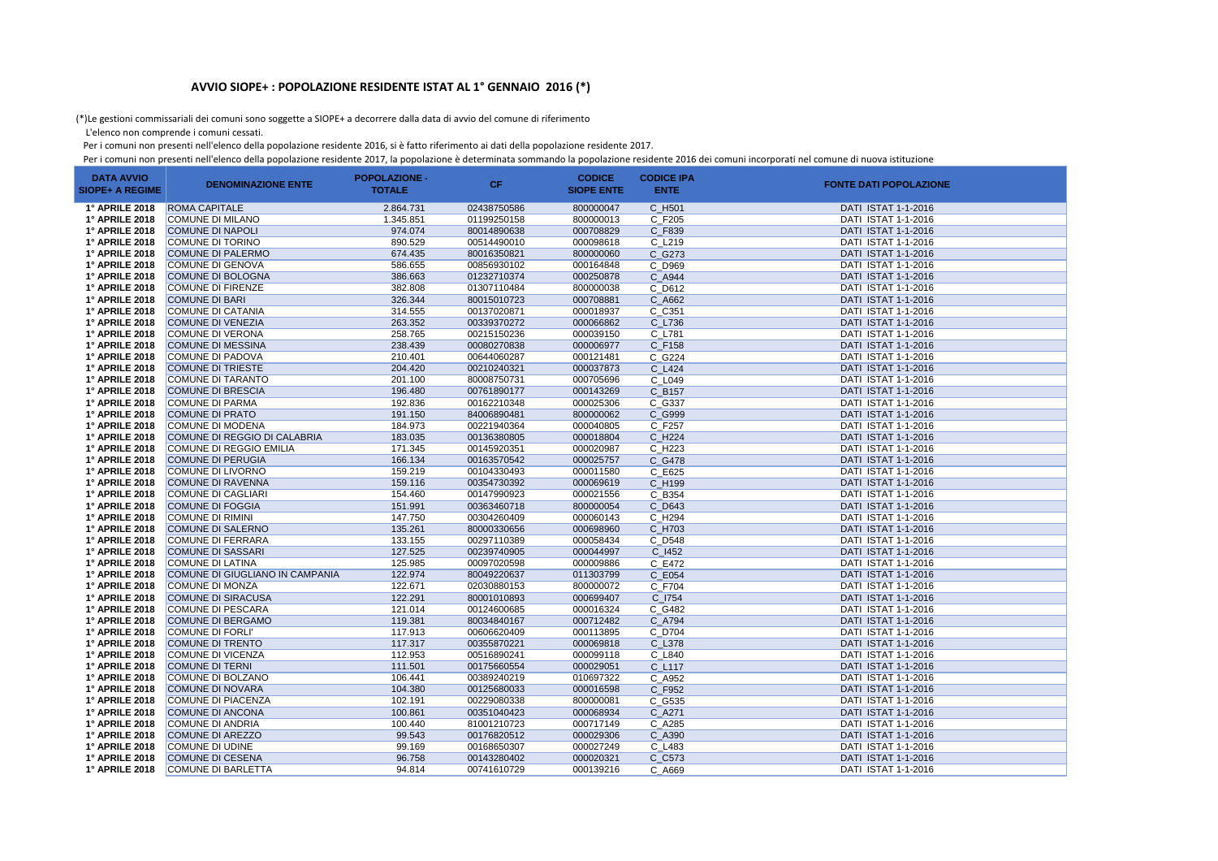## AVVIO SIOPE+ : POPOLAZIONE RESIDENTE ISTAT AL 1° GENNAIO 2016 (*)

(*)Le gestioni commissariali dei comuni sono soggette a SIOPE+ a decorrere dalla data di avvio del comune di riferimento

L'elenco non comprende i comuni cessati.

Per i comuni non presenti nell'elenco della popolazione residente 2016, si è fatto riferimento ai dati della popolazione residente 2017.

Per i comuni non presenti nell'elenco della popolazione residente 2017, la popolazione è determinata sommando la popolazione residente 2016 dei comuni incorporati nel comune di nuova istituzione

| DATA AVVIO SIOPE+ A REGIME | DENOMINAZIONE ENTE | POPOLAZIONE - TOTALE | CF | CODICE SIOPE ENTE | CODICE IPA ENTE | FONTE DATI POPOLAZIONE |
|---|---|---|---|---|---|---|
| 1° APRILE 2018 | ROMA CAPITALE | 2.864.731 | 02438750586 | 800000047 | C_H501 | DATI ISTAT 1-1-2016 |
| 1° APRILE 2018 | COMUNE DI MILANO | 1.345.851 | 01199250158 | 800000013 | C_F205 | DATI ISTAT 1-1-2016 |
| 1° APRILE 2018 | COMUNE DI NAPOLI | 974.074 | 80014890638 | 000708829 | C_F839 | DATI ISTAT 1-1-2016 |
| 1° APRILE 2018 | COMUNE DI TORINO | 890.529 | 00514490010 | 000098618 | C_L219 | DATI ISTAT 1-1-2016 |
| 1° APRILE 2018 | COMUNE DI PALERMO | 674.435 | 80016350821 | 800000060 | C_G273 | DATI ISTAT 1-1-2016 |
| 1° APRILE 2018 | COMUNE DI GENOVA | 586.655 | 00856930102 | 000164848 | C_D969 | DATI ISTAT 1-1-2016 |
| 1° APRILE 2018 | COMUNE DI BOLOGNA | 386.663 | 01232710374 | 000250878 | C_A944 | DATI ISTAT 1-1-2016 |
| 1° APRILE 2018 | COMUNE DI FIRENZE | 382.808 | 01307110484 | 800000038 | C_D612 | DATI ISTAT 1-1-2016 |
| 1° APRILE 2018 | COMUNE DI BARI | 326.344 | 80015010723 | 000708881 | C_A662 | DATI ISTAT 1-1-2016 |
| 1° APRILE 2018 | COMUNE DI CATANIA | 314.555 | 00137020871 | 000018937 | C_C351 | DATI ISTAT 1-1-2016 |
| 1° APRILE 2018 | COMUNE DI VENEZIA | 263.352 | 00339370272 | 000066862 | C_L736 | DATI ISTAT 1-1-2016 |
| 1° APRILE 2018 | COMUNE DI VERONA | 258.765 | 00215150236 | 000039150 | C_L781 | DATI ISTAT 1-1-2016 |
| 1° APRILE 2018 | COMUNE DI MESSINA | 238.439 | 00080270838 | 000006977 | C_F158 | DATI ISTAT 1-1-2016 |
| 1° APRILE 2018 | COMUNE DI PADOVA | 210.401 | 00644060287 | 000121481 | C_G224 | DATI ISTAT 1-1-2016 |
| 1° APRILE 2018 | COMUNE DI TRIESTE | 204.420 | 00210240321 | 000037873 | C_L424 | DATI ISTAT 1-1-2016 |
| 1° APRILE 2018 | COMUNE DI TARANTO | 201.100 | 80008750731 | 000705696 | C_L049 | DATI ISTAT 1-1-2016 |
| 1° APRILE 2018 | COMUNE DI BRESCIA | 196.480 | 00761890177 | 000143269 | C_B157 | DATI ISTAT 1-1-2016 |
| 1° APRILE 2018 | COMUNE DI PARMA | 192.836 | 00162210348 | 000025306 | C_G337 | DATI ISTAT 1-1-2016 |
| 1° APRILE 2018 | COMUNE DI PRATO | 191.150 | 84006890481 | 800000062 | C_G999 | DATI ISTAT 1-1-2016 |
| 1° APRILE 2018 | COMUNE DI MODENA | 184.973 | 00221940364 | 000040805 | C_F257 | DATI ISTAT 1-1-2016 |
| 1° APRILE 2018 | COMUNE DI REGGIO DI CALABRIA | 183.035 | 00136380805 | 000018804 | C_H224 | DATI ISTAT 1-1-2016 |
| 1° APRILE 2018 | COMUNE DI REGGIO EMILIA | 171.345 | 00145920351 | 000020987 | C_H223 | DATI ISTAT 1-1-2016 |
| 1° APRILE 2018 | COMUNE DI PERUGIA | 166.134 | 00163570542 | 000025757 | C_G478 | DATI ISTAT 1-1-2016 |
| 1° APRILE 2018 | COMUNE DI LIVORNO | 159.219 | 00104330493 | 000011580 | C_E625 | DATI ISTAT 1-1-2016 |
| 1° APRILE 2018 | COMUNE DI RAVENNA | 159.116 | 00354730392 | 000069619 | C_H199 | DATI ISTAT 1-1-2016 |
| 1° APRILE 2018 | COMUNE DI CAGLIARI | 154.460 | 00147990923 | 000021556 | C_B354 | DATI ISTAT 1-1-2016 |
| 1° APRILE 2018 | COMUNE DI FOGGIA | 151.991 | 00363460718 | 800000054 | C_D643 | DATI ISTAT 1-1-2016 |
| 1° APRILE 2018 | COMUNE DI RIMINI | 147.750 | 00304260409 | 000060143 | C_H294 | DATI ISTAT 1-1-2016 |
| 1° APRILE 2018 | COMUNE DI SALERNO | 135.261 | 80000330656 | 000698960 | C_H703 | DATI ISTAT 1-1-2016 |
| 1° APRILE 2018 | COMUNE DI FERRARA | 133.155 | 00297110389 | 000058434 | C_D548 | DATI ISTAT 1-1-2016 |
| 1° APRILE 2018 | COMUNE DI SASSARI | 127.525 | 00239740905 | 000044997 | C_I452 | DATI ISTAT 1-1-2016 |
| 1° APRILE 2018 | COMUNE DI LATINA | 125.985 | 00097020598 | 000009886 | C_E472 | DATI ISTAT 1-1-2016 |
| 1° APRILE 2018 | COMUNE DI GIUGLIANO IN CAMPANIA | 122.974 | 80049220637 | 011303799 | C_E054 | DATI ISTAT 1-1-2016 |
| 1° APRILE 2018 | COMUNE DI MONZA | 122.671 | 02030880153 | 800000072 | C_F704 | DATI ISTAT 1-1-2016 |
| 1° APRILE 2018 | COMUNE DI SIRACUSA | 122.291 | 80001010893 | 000699407 | C_I754 | DATI ISTAT 1-1-2016 |
| 1° APRILE 2018 | COMUNE DI PESCARA | 121.014 | 00124600685 | 000016324 | C_G482 | DATI ISTAT 1-1-2016 |
| 1° APRILE 2018 | COMUNE DI BERGAMO | 119.381 | 80034840167 | 000712482 | C_A794 | DATI ISTAT 1-1-2016 |
| 1° APRILE 2018 | COMUNE DI FORLI' | 117.913 | 00606620409 | 000113895 | C_D704 | DATI ISTAT 1-1-2016 |
| 1° APRILE 2018 | COMUNE DI TRENTO | 117.317 | 00355870221 | 000069818 | C_L378 | DATI ISTAT 1-1-2016 |
| 1° APRILE 2018 | COMUNE DI VICENZA | 112.953 | 00516890241 | 000099118 | C_L840 | DATI ISTAT 1-1-2016 |
| 1° APRILE 2018 | COMUNE DI TERNI | 111.501 | 00175660554 | 000029051 | C_L117 | DATI ISTAT 1-1-2016 |
| 1° APRILE 2018 | COMUNE DI BOLZANO | 106.441 | 00389240219 | 010697322 | C_A952 | DATI ISTAT 1-1-2016 |
| 1° APRILE 2018 | COMUNE DI NOVARA | 104.380 | 00125680033 | 000016598 | C_F952 | DATI ISTAT 1-1-2016 |
| 1° APRILE 2018 | COMUNE DI PIACENZA | 102.191 | 00229080338 | 800000081 | C_G535 | DATI ISTAT 1-1-2016 |
| 1° APRILE 2018 | COMUNE DI ANCONA | 100.861 | 00351040423 | 000068934 | C_A271 | DATI ISTAT 1-1-2016 |
| 1° APRILE 2018 | COMUNE DI ANDRIA | 100.440 | 81001210723 | 000717149 | C_A285 | DATI ISTAT 1-1-2016 |
| 1° APRILE 2018 | COMUNE DI AREZZO | 99.543 | 00176820512 | 000029306 | C_A390 | DATI ISTAT 1-1-2016 |
| 1° APRILE 2018 | COMUNE DI UDINE | 99.169 | 00168650307 | 000027249 | C_L483 | DATI ISTAT 1-1-2016 |
| 1° APRILE 2018 | COMUNE DI CESENA | 96.758 | 00143280402 | 000020321 | C_C573 | DATI ISTAT 1-1-2016 |
| 1° APRILE 2018 | COMUNE DI BARLETTA | 94.814 | 00741610729 | 000139216 | C_A669 | DATI ISTAT 1-1-2016 |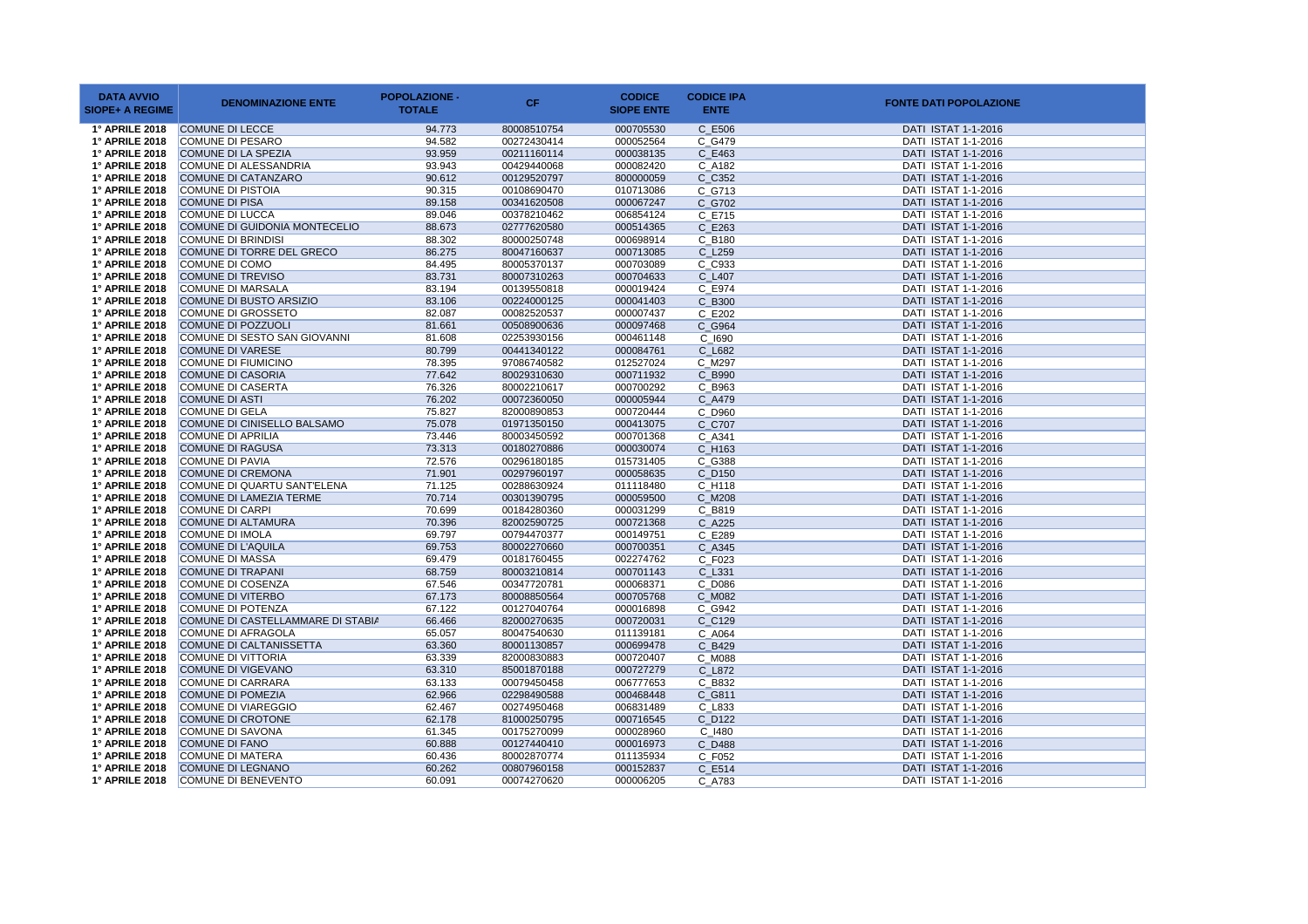| DATA AVVIO SIOPE+ A REGIME | DENOMINAZIONE ENTE | POPOLAZIONE - TOTALE | CF | CODICE SIOPE ENTE | CODICE IPA ENTE | FONTE DATI POPOLAZIONE |
|---|---|---|---|---|---|---|
| 1° APRILE 2018 | COMUNE DI LECCE | 94.773 | 80008510754 | 000705530 | C_E506 | DATI ISTAT 1-1-2016 |
| 1° APRILE 2018 | COMUNE DI PESARO | 94.582 | 00272430414 | 000052564 | C_G479 | DATI ISTAT 1-1-2016 |
| 1° APRILE 2018 | COMUNE DI LA SPEZIA | 93.959 | 00211160114 | 000038135 | C_E463 | DATI ISTAT 1-1-2016 |
| 1° APRILE 2018 | COMUNE DI ALESSANDRIA | 93.943 | 00429440068 | 000082420 | C_A182 | DATI ISTAT 1-1-2016 |
| 1° APRILE 2018 | COMUNE DI CATANZARO | 90.612 | 00129520797 | 800000059 | C_C352 | DATI ISTAT 1-1-2016 |
| 1° APRILE 2018 | COMUNE DI PISTOIA | 90.315 | 00108690470 | 010713086 | C_G713 | DATI ISTAT 1-1-2016 |
| 1° APRILE 2018 | COMUNE DI PISA | 89.158 | 00341620508 | 000067247 | C_G702 | DATI ISTAT 1-1-2016 |
| 1° APRILE 2018 | COMUNE DI LUCCA | 89.046 | 00378210462 | 006854124 | C_E715 | DATI ISTAT 1-1-2016 |
| 1° APRILE 2018 | COMUNE DI GUIDONIA MONTECELIO | 88.673 | 02777620580 | 000514365 | C_E263 | DATI ISTAT 1-1-2016 |
| 1° APRILE 2018 | COMUNE DI BRINDISI | 88.302 | 80000250748 | 000698914 | C_B180 | DATI ISTAT 1-1-2016 |
| 1° APRILE 2018 | COMUNE DI TORRE DEL GRECO | 86.275 | 80047160637 | 000713085 | C_L259 | DATI ISTAT 1-1-2016 |
| 1° APRILE 2018 | COMUNE DI COMO | 84.495 | 80005370137 | 000703089 | C_C933 | DATI ISTAT 1-1-2016 |
| 1° APRILE 2018 | COMUNE DI TREVISO | 83.731 | 80007310263 | 000704633 | C_L407 | DATI ISTAT 1-1-2016 |
| 1° APRILE 2018 | COMUNE DI MARSALA | 83.194 | 00139550818 | 000019424 | C_E974 | DATI ISTAT 1-1-2016 |
| 1° APRILE 2018 | COMUNE DI BUSTO ARSIZIO | 83.106 | 00224000125 | 000041403 | C_B300 | DATI ISTAT 1-1-2016 |
| 1° APRILE 2018 | COMUNE DI GROSSETO | 82.087 | 00082520537 | 000007437 | C_E202 | DATI ISTAT 1-1-2016 |
| 1° APRILE 2018 | COMUNE DI POZZUOLI | 81.661 | 00508900636 | 000097468 | C_G964 | DATI ISTAT 1-1-2016 |
| 1° APRILE 2018 | COMUNE DI SESTO SAN GIOVANNI | 81.608 | 02253930156 | 000461148 | C_I690 | DATI ISTAT 1-1-2016 |
| 1° APRILE 2018 | COMUNE DI VARESE | 80.799 | 00441340122 | 000084761 | C_L682 | DATI ISTAT 1-1-2016 |
| 1° APRILE 2018 | COMUNE DI FIUMICINO | 78.395 | 97086740582 | 012527024 | C_M297 | DATI ISTAT 1-1-2016 |
| 1° APRILE 2018 | COMUNE DI CASORIA | 77.642 | 80029310630 | 000711932 | C_B990 | DATI ISTAT 1-1-2016 |
| 1° APRILE 2018 | COMUNE DI CASERTA | 76.326 | 80002210617 | 000700292 | C_B963 | DATI ISTAT 1-1-2016 |
| 1° APRILE 2018 | COMUNE DI ASTI | 76.202 | 00072360050 | 000005944 | C_A479 | DATI ISTAT 1-1-2016 |
| 1° APRILE 2018 | COMUNE DI GELA | 75.827 | 82000890853 | 000720444 | C_D960 | DATI ISTAT 1-1-2016 |
| 1° APRILE 2018 | COMUNE DI CINISELLO BALSAMO | 75.078 | 01971350150 | 000413075 | C_C707 | DATI ISTAT 1-1-2016 |
| 1° APRILE 2018 | COMUNE DI APRILIA | 73.446 | 80003450592 | 000701368 | C_A341 | DATI ISTAT 1-1-2016 |
| 1° APRILE 2018 | COMUNE DI RAGUSA | 73.313 | 00180270886 | 000030074 | C_H163 | DATI ISTAT 1-1-2016 |
| 1° APRILE 2018 | COMUNE DI PAVIA | 72.576 | 00296180185 | 015731405 | C_G388 | DATI ISTAT 1-1-2016 |
| 1° APRILE 2018 | COMUNE DI CREMONA | 71.901 | 00297960197 | 000058635 | C_D150 | DATI ISTAT 1-1-2016 |
| 1° APRILE 2018 | COMUNE DI QUARTU SANT'ELENA | 71.125 | 00288630924 | 011118480 | C_H118 | DATI ISTAT 1-1-2016 |
| 1° APRILE 2018 | COMUNE DI LAMEZIA TERME | 70.714 | 00301390795 | 000059500 | C_M208 | DATI ISTAT 1-1-2016 |
| 1° APRILE 2018 | COMUNE DI CARPI | 70.699 | 00184280360 | 000031299 | C_B819 | DATI ISTAT 1-1-2016 |
| 1° APRILE 2018 | COMUNE DI ALTAMURA | 70.396 | 82002590725 | 000721368 | C_A225 | DATI ISTAT 1-1-2016 |
| 1° APRILE 2018 | COMUNE DI IMOLA | 69.797 | 00794470377 | 000149751 | C_E289 | DATI ISTAT 1-1-2016 |
| 1° APRILE 2018 | COMUNE DI L'AQUILA | 69.753 | 80002270660 | 000700351 | C_A345 | DATI ISTAT 1-1-2016 |
| 1° APRILE 2018 | COMUNE DI MASSA | 69.479 | 00181760455 | 002274762 | C_F023 | DATI ISTAT 1-1-2016 |
| 1° APRILE 2018 | COMUNE DI TRAPANI | 68.759 | 80003210814 | 000701143 | C_L331 | DATI ISTAT 1-1-2016 |
| 1° APRILE 2018 | COMUNE DI COSENZA | 67.546 | 00347720781 | 000068371 | C_D086 | DATI ISTAT 1-1-2016 |
| 1° APRILE 2018 | COMUNE DI VITERBO | 67.173 | 80008850564 | 000705768 | C_M082 | DATI ISTAT 1-1-2016 |
| 1° APRILE 2018 | COMUNE DI POTENZA | 67.122 | 00127040764 | 000016898 | C_G942 | DATI ISTAT 1-1-2016 |
| 1° APRILE 2018 | COMUNE DI CASTELLAMMARE DI STABIA | 66.466 | 82000270635 | 000720031 | C_C129 | DATI ISTAT 1-1-2016 |
| 1° APRILE 2018 | COMUNE DI AFRAGOLA | 65.057 | 80047540630 | 011139181 | C_A064 | DATI ISTAT 1-1-2016 |
| 1° APRILE 2018 | COMUNE DI CALTANISSETTA | 63.360 | 80001130857 | 000699478 | C_B429 | DATI ISTAT 1-1-2016 |
| 1° APRILE 2018 | COMUNE DI VITTORIA | 63.339 | 82000830883 | 000720407 | C_M088 | DATI ISTAT 1-1-2016 |
| 1° APRILE 2018 | COMUNE DI VIGEVANO | 63.310 | 85001870188 | 000727279 | C_L872 | DATI ISTAT 1-1-2016 |
| 1° APRILE 2018 | COMUNE DI CARRARA | 63.133 | 00079450458 | 006777653 | C_B832 | DATI ISTAT 1-1-2016 |
| 1° APRILE 2018 | COMUNE DI POMEZIA | 62.966 | 02298490588 | 000468448 | C_G811 | DATI ISTAT 1-1-2016 |
| 1° APRILE 2018 | COMUNE DI VIAREGGIO | 62.467 | 00274950468 | 006831489 | C_L833 | DATI ISTAT 1-1-2016 |
| 1° APRILE 2018 | COMUNE DI CROTONE | 62.178 | 81000250795 | 000716545 | C_D122 | DATI ISTAT 1-1-2016 |
| 1° APRILE 2018 | COMUNE DI SAVONA | 61.345 | 00175270099 | 000028960 | C_I480 | DATI ISTAT 1-1-2016 |
| 1° APRILE 2018 | COMUNE DI FANO | 60.888 | 00127440410 | 000016973 | C_D488 | DATI ISTAT 1-1-2016 |
| 1° APRILE 2018 | COMUNE DI MATERA | 60.436 | 80002870774 | 011135934 | C_F052 | DATI ISTAT 1-1-2016 |
| 1° APRILE 2018 | COMUNE DI LEGNANO | 60.262 | 00807960158 | 000152837 | C_E514 | DATI ISTAT 1-1-2016 |
| 1° APRILE 2018 | COMUNE DI BENEVENTO | 60.091 | 00074270620 | 000006205 | C_A783 | DATI ISTAT 1-1-2016 |